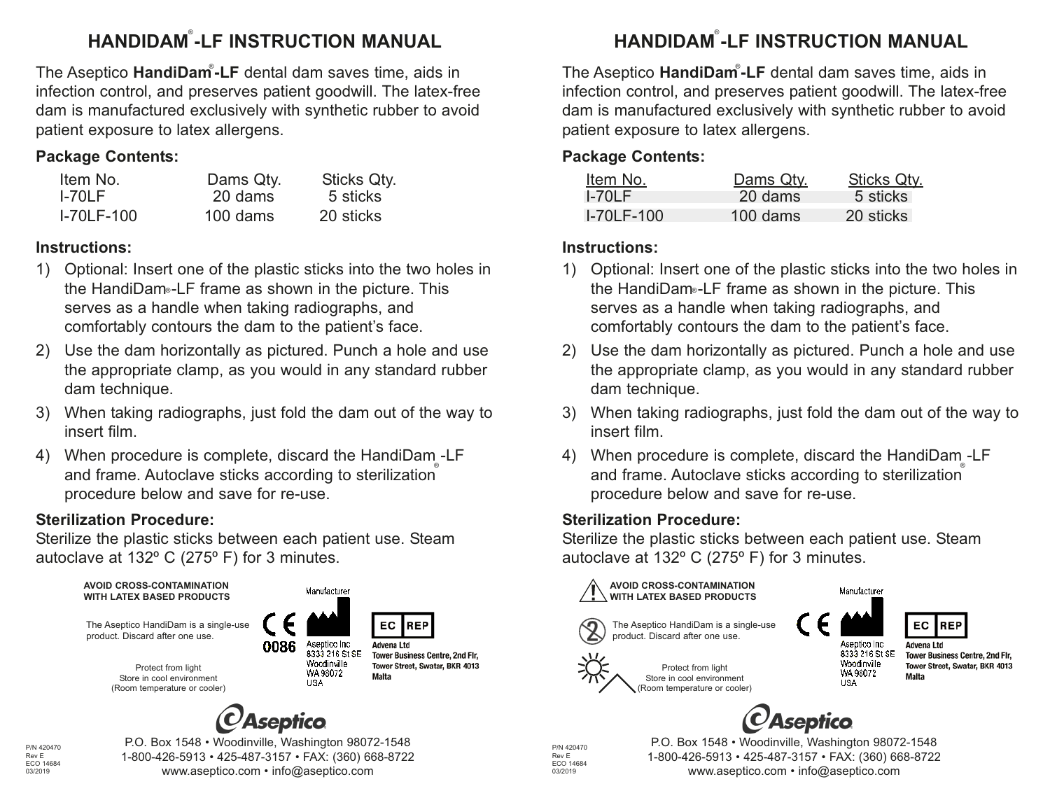# HANDIDAM®-LF INSTRUCTION MANUAL

The Aseptico **HandiDam®-LF** dental dam saves time, aids in infection control, and preserves patient goodwill. The latex-free dam is manufactured exclusively with synthetic rubber to avoid patient exposure to latex allergens.

### Package Contents:

| Item No. | Dams Qty. | Sticks Qty. |
|---|---|---|
| I-70LF | 20 dams | 5 sticks |
| I-70LF-100 | 100 dams | 20 sticks |

### Instructions:

1) Optional: Insert one of the plastic sticks into the two holes in the HandiDam®-LF frame as shown in the picture. This serves as a handle when taking radiographs, and comfortably contours the dam to the patient's face.
2) Use the dam horizontally as pictured. Punch a hole and use the appropriate clamp, as you would in any standard rubber dam technique.
3) When taking radiographs, just fold the dam out of the way to insert film.
4) When procedure is complete, discard the HandiDam®-LF and frame. Autoclave sticks according to sterilization procedure below and save for re-use.

### Sterilization Procedure:

Sterilize the plastic sticks between each patient use. Steam autoclave at 132º C (275º F) for 3 minutes.

**AVOID CROSS-CONTAMINATION WITH LATEX BASED PRODUCTS**

The Aseptico HandiDam is a single-use product. Discard after one use.

Protect from light
Store in cool environment
(Room temperature or cooler)

CE 0086

Manufacturer
Aseptico Inc
8333 216 St SE
Woodinville
WA 98072
USA

EC REP
**Advena Ltd**
**Tower Business Centre, 2nd Flr, Tower Street, Swatar, BKR 4013 Malta**

Aseptico

P.O. Box 1548 • Woodinville, Washington 98072-1548
1-800-426-5913 • 425-487-3157 • FAX: (360) 668-8722
www.aseptico.com • info@aseptico.com

P/N 420470
Rev E
ECO 14684
03/2019

# HANDIDAM®-LF INSTRUCTION MANUAL

The Aseptico **HandiDam®-LF** dental dam saves time, aids in infection control, and preserves patient goodwill. The latex-free dam is manufactured exclusively with synthetic rubber to avoid patient exposure to latex allergens.

### Package Contents:

| Item No. | Dams Qty. | Sticks Qty. |
|---|---|---|
| I-70LF | 20 dams | 5 sticks |
| I-70LF-100 | 100 dams | 20 sticks |

### Instructions:

1) Optional: Insert one of the plastic sticks into the two holes in the HandiDam®-LF frame as shown in the picture. This serves as a handle when taking radiographs, and comfortably contours the dam to the patient's face.
2) Use the dam horizontally as pictured. Punch a hole and use the appropriate clamp, as you would in any standard rubber dam technique.
3) When taking radiographs, just fold the dam out of the way to insert film.
4) When procedure is complete, discard the HandiDam®-LF and frame. Autoclave sticks according to sterilization procedure below and save for re-use.

### Sterilization Procedure:

Sterilize the plastic sticks between each patient use. Steam autoclave at 132º C (275º F) for 3 minutes.

**AVOID CROSS-CONTAMINATION WITH LATEX BASED PRODUCTS**

The Aseptico HandiDam is a single-use product. Discard after one use.

Protect from light
Store in cool environment
(Room temperature or cooler)

CE

Manufacturer
Aseptico Inc
8333 216 St SE
Woodinville
WA 98072
USA

EC REP
**Advena Ltd**
**Tower Business Centre, 2nd Flr, Tower Street, Swatar, BKR 4013 Malta**

Aseptico

P.O. Box 1548 • Woodinville, Washington 98072-1548
1-800-426-5913 • 425-487-3157 • FAX: (360) 668-8722
www.aseptico.com • info@aseptico.com

P/N 420470
Rev E
ECO 14684
03/2019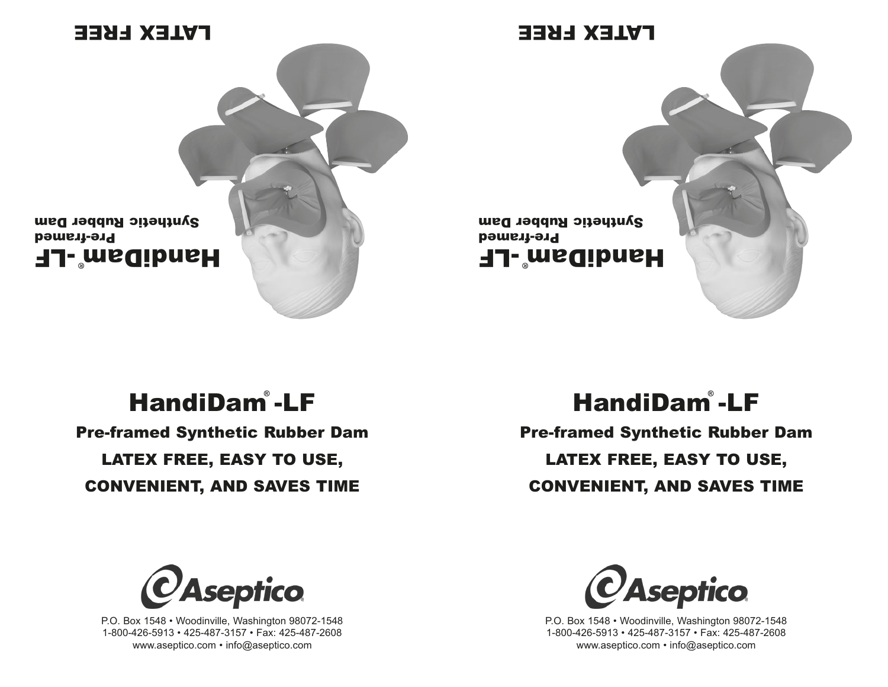LATEX FREE

HandiDam®-LF

Pre-framed

Synthetic Rubber Dam

# HandiDam®-LF

**Pre-framed Synthetic Rubber Dam**

**LATEX FREE, EASY TO USE,**

**CONVENIENT, AND SAVES TIME**

Aseptico

P.O. Box 1548 • Woodinville, Washington 98072-1548
1-800-426-5913 • 425-487-3157 • Fax: 425-487-2608
www.aseptico.com • info@aseptico.com

LATEX FREE

HandiDam®-LF

Pre-framed

Synthetic Rubber Dam

# HandiDam®-LF

**Pre-framed Synthetic Rubber Dam**

**LATEX FREE, EASY TO USE,**

**CONVENIENT, AND SAVES TIME**

Aseptico

P.O. Box 1548 • Woodinville, Washington 98072-1548
1-800-426-5913 • 425-487-3157 • Fax: 425-487-2608
www.aseptico.com • info@aseptico.com